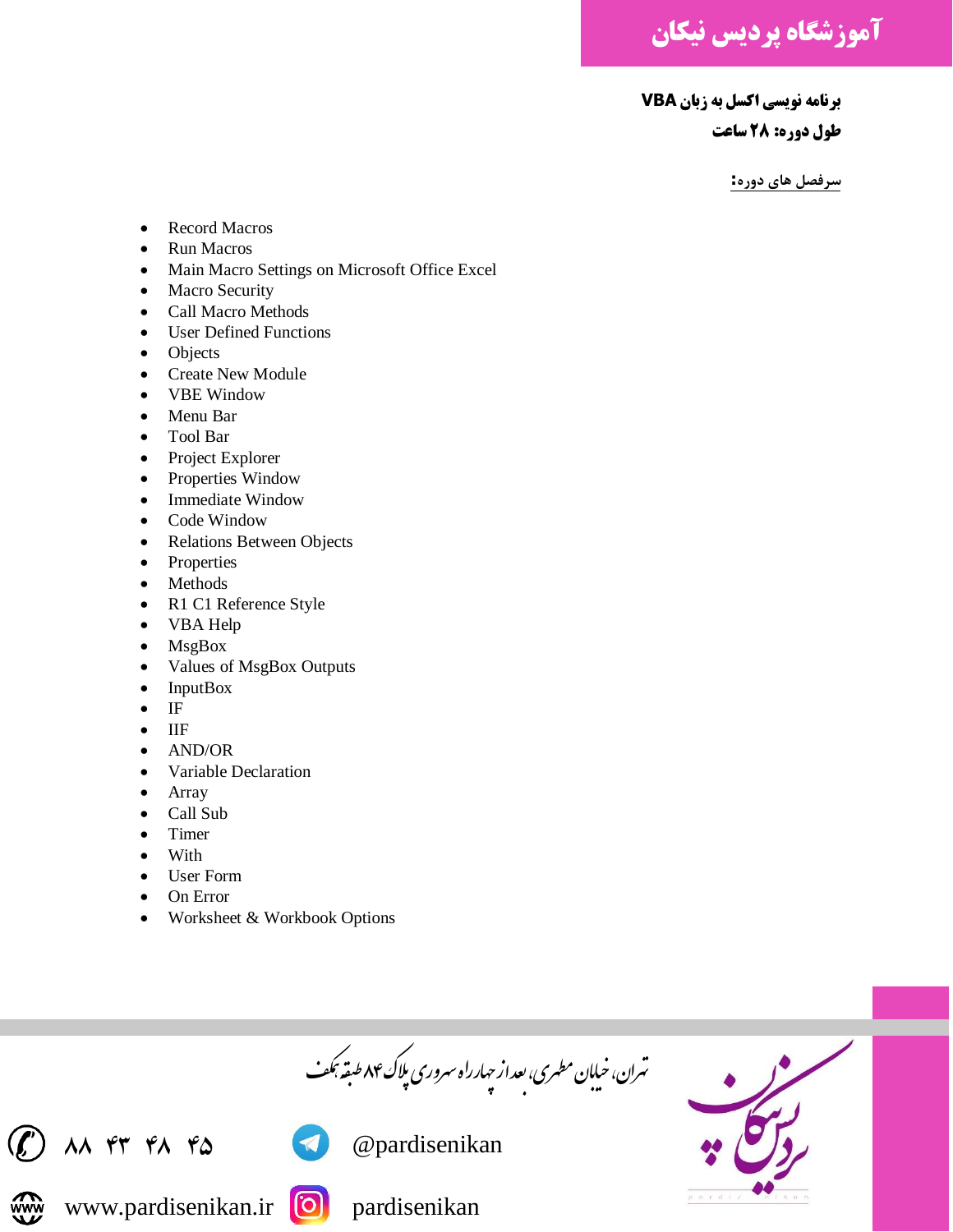# آموزشگاه پردیس نیکان

**برنامه نویسی اکسل به زبان VBA**

**طول دوره: ۲۸ ساعت**

**سرفصل های دوره:**

- Record Macros
- Run Macros
- Main Macro Settings on Microsoft Office Excel
- Macro Security
- Call Macro Methods
- User Defined Functions
- Objects
- Create New Module
- VBE Window
- Menu Bar
- Tool Bar
- Project Explorer
- Properties Window
- Immediate Window
- Code Window
- Relations Between Objects
- Properties
- Methods
- R1 C1 Reference Style
- VBA Help
- MsgBox
- Values of MsgBox Outputs
- InputBox
- IF
- IIF
- AND/OR
- Variable Declaration
- Array
- Call Sub
- Timer
- With
- User Form
- On Error
- Worksheet & Workbook Options

تهران، خیابان مطهری، بعد از چهارراه سهروردی پلاک ۸۴ طبقه همکف

۸۸ ۴۳ ۴۸ ۴۵

@pardisenikan

www.pardisenikan.ir

pardisenikan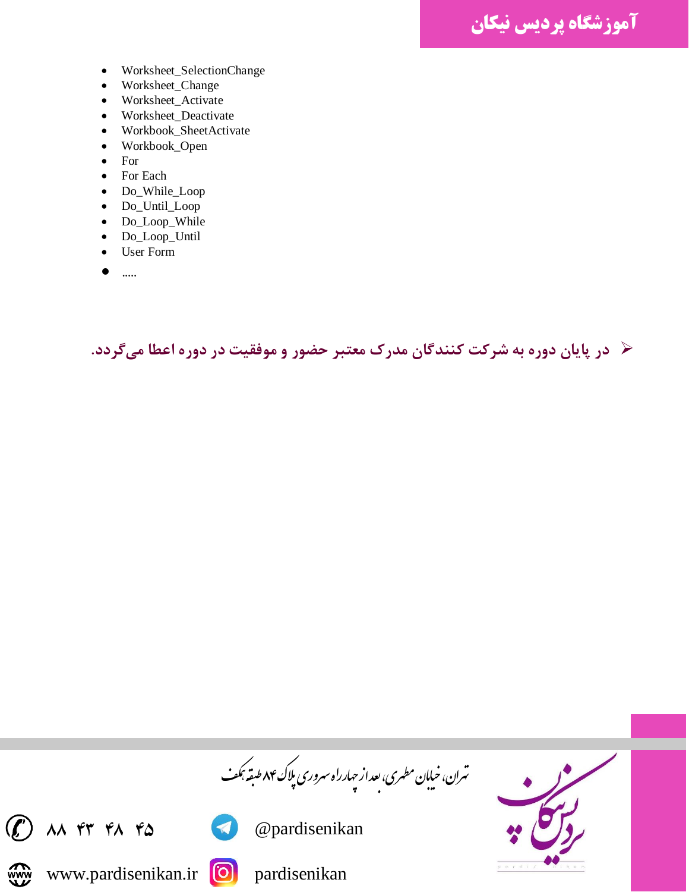- Worksheet_SelectionChange
- Worksheet_Change
- Worksheet_Activate
- Worksheet_Deactivate
- Workbook_SheetActivate
- Workbook_Open
- For
- For Each
- Do_While_Loop
- Do_Until_Loop
- Do_Loop_While
- Do_Loop_Until
- User Form
- .....

➢ **در پایان دوره به شرکت کنندگان مدرک معتبر حضور و موفقیت در دوره اعطا می‌گردد.**